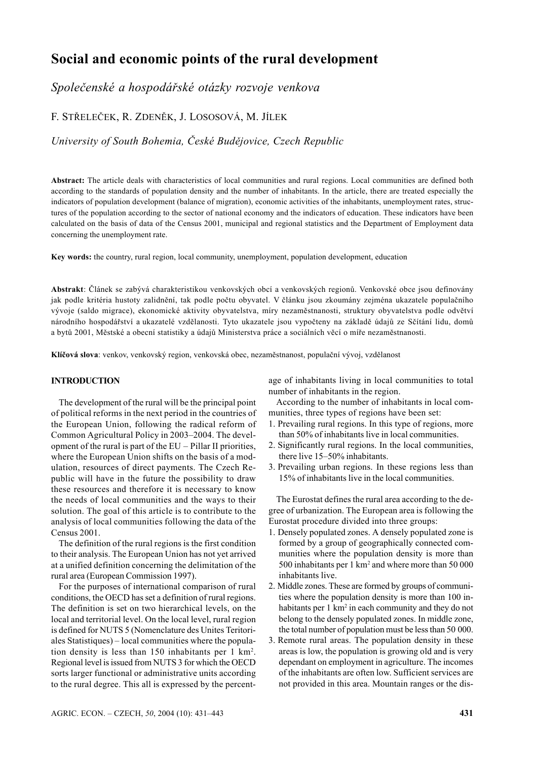# Social and economic points of the rural development

*Společenské a hospodářské otázky rozvoje venkova*

F. STŘELEČEK, R. ZDENĚK, J. LOSOSOVÁ, M. JÍLEK

*University of South Bohemia, České Budějovice, Czech Republic*

**Abstract:** The article deals with characteristics of local communities and rural regions. Local communities are defined both according to the standards of population density and the number of inhabitants. In the article, there are treated especially the indicators of population development (balance of migration), economic activities of the inhabitants, unemployment rates, structures of the population according to the sector of national economy and the indicators of education. These indicators have been calculated on the basis of data of the Census 2001, municipal and regional statistics and the Department of Employment data concerning the unemployment rate.

**Key words:** the country, rural region, local community, unemployment, population development, education

**Abstrakt**: Článek se zabývá charakteristikou venkovských obcí a venkovských regionů. Venkovské obce jsou definovány jak podle kritéria hustoty zalidnění, tak podle počtu obyvatel. V článku jsou zkoumány zejména ukazatele populačního vývoje (saldo migrace), ekonomické aktivity obyvatelstva, míry nezaměstnanosti, struktury obyvatelstva podle odvětví národního hospodářství a ukazatelé vzdělanosti. Tyto ukazatele jsou vypočteny na základě údajů ze Sčítání lidu, domů a bytů 2001, Městské a obecní statistiky a údajů Ministerstva práce a sociálních věcí o míře nezaměstnanosti.

**Klíčová slova**: venkov, venkovský region, venkovská obec, nezaměstnanost, populační vývoj, vzdělanost

## INTRODUCTION

The development of the rural will be the principal point of political reforms in the next period in the countries of the European Union, following the radical reform of Common Agricultural Policy in 2003–2004. The development of the rural is part of the EU – Pillar II priorities, where the European Union shifts on the basis of a modulation, resources of direct payments. The Czech Republic will have in the future the possibility to draw these resources and therefore it is necessary to know the needs of local communities and the ways to their solution. The goal of this article is to contribute to the analysis of local communities following the data of the Census 2001.

The definition of the rural regions is the first condition to their analysis. The European Union has not yet arrived at a unified definition concerning the delimitation of the rural area (European Commission 1997).

For the purposes of international comparison of rural conditions, the OECD has set a definition of rural regions. The definition is set on two hierarchical levels, on the local and territorial level. On the local level, rural region is defined for NUTS 5 (Nomenclature des Unites Teritoriales Statistiques) – local communities where the population density is less than 150 inhabitants per 1 km$^2$. Regional level is issued from NUTS 3 for which the OECD sorts larger functional or administrative units according to the rural degree. This all is expressed by the percentage of inhabitants living in local communities to total number of inhabitants in the region.

According to the number of inhabitants in local communities, three types of regions have been set:

1. Prevailing rural regions. In this type of regions, more than 50% of inhabitants live in local communities.
2. Significantly rural regions. In the local communities, there live 15–50% inhabitants.
3. Prevailing urban regions. In these regions less than 15% of inhabitants live in the local communities.

The Eurostat defines the rural area according to the degree of urbanization. The European area is following the Eurostat procedure divided into three groups:

1. Densely populated zones. A densely populated zone is formed by a group of geographically connected communities where the population density is more than 500 inhabitants per 1 km$^2$ and where more than 50 000 inhabitants live.
2. Middle zones. These are formed by groups of communities where the population density is more than 100 inhabitants per 1 km$^2$ in each community and they do not belong to the densely populated zones. In middle zone, the total number of population must be less than 50 000.
3. Remote rural areas. The population density in these areas is low, the population is growing old and is very dependant on employment in agriculture. The incomes of the inhabitants are often low. Sufficient services are not provided in this area. Mountain ranges or the dis-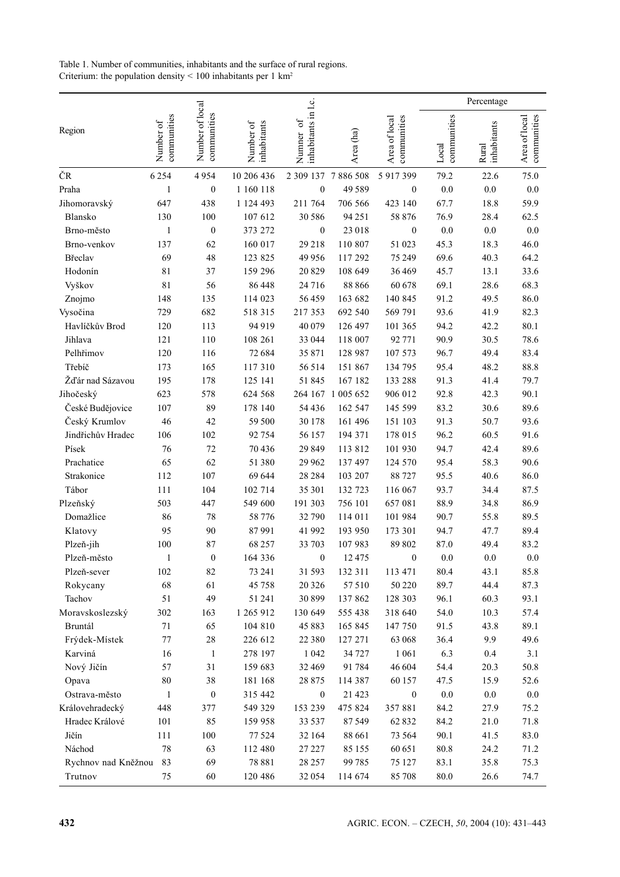Table 1. Number of communities, inhabitants and the surface of rural regions.
Criterium: the population density < 100 inhabitants per 1 km²

| Region | Number of communities | Number of local communities | Number of inhabitants | Numner of inhabitants in l.c. | Area (ha) | Area of local communities | Percentage | | |
|---|---|---|---|---|---|---|---|---|---|
| | | | | | | | Local communities | Rural inhabitants | Area of local communities |
| ČR | 6 254 | 4 954 | 10 206 436 | 2 309 137 | 7 886 508 | 5 917 399 | 79.2 | 22.6 | 75.0 |
| Praha | 1 | 0 | 1 160 118 | 0 | 49 589 | 0 | 0.0 | 0.0 | 0.0 |
| Jihomoravský | 647 | 438 | 1 124 493 | 211 764 | 706 566 | 423 140 | 67.7 | 18.8 | 59.9 |
| Blansko | 130 | 100 | 107 612 | 30 586 | 94 251 | 58 876 | 76.9 | 28.4 | 62.5 |
| Brno-město | 1 | 0 | 373 272 | 0 | 23 018 | 0 | 0.0 | 0.0 | 0.0 |
| Brno-venkov | 137 | 62 | 160 017 | 29 218 | 110 807 | 51 023 | 45.3 | 18.3 | 46.0 |
| Břeclav | 69 | 48 | 123 825 | 49 956 | 117 292 | 75 249 | 69.6 | 40.3 | 64.2 |
| Hodonín | 81 | 37 | 159 296 | 20 829 | 108 649 | 36 469 | 45.7 | 13.1 | 33.6 |
| Vyškov | 81 | 56 | 86 448 | 24 716 | 88 866 | 60 678 | 69.1 | 28.6 | 68.3 |
| Znojmo | 148 | 135 | 114 023 | 56 459 | 163 682 | 140 845 | 91.2 | 49.5 | 86.0 |
| Vysočina | 729 | 682 | 518 315 | 217 353 | 692 540 | 569 791 | 93.6 | 41.9 | 82.3 |
| Havlíčkův Brod | 120 | 113 | 94 919 | 40 079 | 126 497 | 101 365 | 94.2 | 42.2 | 80.1 |
| Jihlava | 121 | 110 | 108 261 | 33 044 | 118 007 | 92 771 | 90.9 | 30.5 | 78.6 |
| Pelhřimov | 120 | 116 | 72 684 | 35 871 | 128 987 | 107 573 | 96.7 | 49.4 | 83.4 |
| Třebíč | 173 | 165 | 117 310 | 56 514 | 151 867 | 134 795 | 95.4 | 48.2 | 88.8 |
| Žďár nad Sázavou | 195 | 178 | 125 141 | 51 845 | 167 182 | 133 288 | 91.3 | 41.4 | 79.7 |
| Jihočeský | 623 | 578 | 624 568 | 264 167 | 1 005 652 | 906 012 | 92.8 | 42.3 | 90.1 |
| České Budějovice | 107 | 89 | 178 140 | 54 436 | 162 547 | 145 599 | 83.2 | 30.6 | 89.6 |
| Český Krumlov | 46 | 42 | 59 500 | 30 178 | 161 496 | 151 103 | 91.3 | 50.7 | 93.6 |
| Jindřichův Hradec | 106 | 102 | 92 754 | 56 157 | 194 371 | 178 015 | 96.2 | 60.5 | 91.6 |
| Písek | 76 | 72 | 70 436 | 29 849 | 113 812 | 101 930 | 94.7 | 42.4 | 89.6 |
| Prachatice | 65 | 62 | 51 380 | 29 962 | 137 497 | 124 570 | 95.4 | 58.3 | 90.6 |
| Strakonice | 112 | 107 | 69 644 | 28 284 | 103 207 | 88 727 | 95.5 | 40.6 | 86.0 |
| Tábor | 111 | 104 | 102 714 | 35 301 | 132 723 | 116 067 | 93.7 | 34.4 | 87.5 |
| Plzeňský | 503 | 447 | 549 600 | 191 303 | 756 101 | 657 081 | 88.9 | 34.8 | 86.9 |
| Domažlice | 86 | 78 | 58 776 | 32 790 | 114 011 | 101 984 | 90.7 | 55.8 | 89.5 |
| Klatovy | 95 | 90 | 87 991 | 41 992 | 193 950 | 173 301 | 94.7 | 47.7 | 89.4 |
| Plzeň-jih | 100 | 87 | 68 257 | 33 703 | 107 983 | 89 802 | 87.0 | 49.4 | 83.2 |
| Plzeň-město | 1 | 0 | 164 336 | 0 | 12 475 | 0 | 0.0 | 0.0 | 0.0 |
| Plzeň-sever | 102 | 82 | 73 241 | 31 593 | 132 311 | 113 471 | 80.4 | 43.1 | 85.8 |
| Rokycany | 68 | 61 | 45 758 | 20 326 | 57 510 | 50 220 | 89.7 | 44.4 | 87.3 |
| Tachov | 51 | 49 | 51 241 | 30 899 | 137 862 | 128 303 | 96.1 | 60.3 | 93.1 |
| Moravskoslezský | 302 | 163 | 1 265 912 | 130 649 | 555 438 | 318 640 | 54.0 | 10.3 | 57.4 |
| Bruntál | 71 | 65 | 104 810 | 45 883 | 165 845 | 147 750 | 91.5 | 43.8 | 89.1 |
| Frýdek-Místek | 77 | 28 | 226 612 | 22 380 | 127 271 | 63 068 | 36.4 | 9.9 | 49.6 |
| Karviná | 16 | 1 | 278 197 | 1 042 | 34 727 | 1 061 | 6.3 | 0.4 | 3.1 |
| Nový Jičín | 57 | 31 | 159 683 | 32 469 | 91 784 | 46 604 | 54.4 | 20.3 | 50.8 |
| Opava | 80 | 38 | 181 168 | 28 875 | 114 387 | 60 157 | 47.5 | 15.9 | 52.6 |
| Ostrava-město | 1 | 0 | 315 442 | 0 | 21 423 | 0 | 0.0 | 0.0 | 0.0 |
| Královehradecký | 448 | 377 | 549 329 | 153 239 | 475 824 | 357 881 | 84.2 | 27.9 | 75.2 |
| Hradec Králové | 101 | 85 | 159 958 | 33 537 | 87 549 | 62 832 | 84.2 | 21.0 | 71.8 |
| Jičín | 111 | 100 | 77 524 | 32 164 | 88 661 | 73 564 | 90.1 | 41.5 | 83.0 |
| Náchod | 78 | 63 | 112 480 | 27 227 | 85 155 | 60 651 | 80.8 | 24.2 | 71.2 |
| Rychnov nad Kněžnou | 83 | 69 | 78 881 | 28 257 | 99 785 | 75 127 | 83.1 | 35.8 | 75.3 |
| Trutnov | 75 | 60 | 120 486 | 32 054 | 114 674 | 85 708 | 80.0 | 26.6 | 74.7 |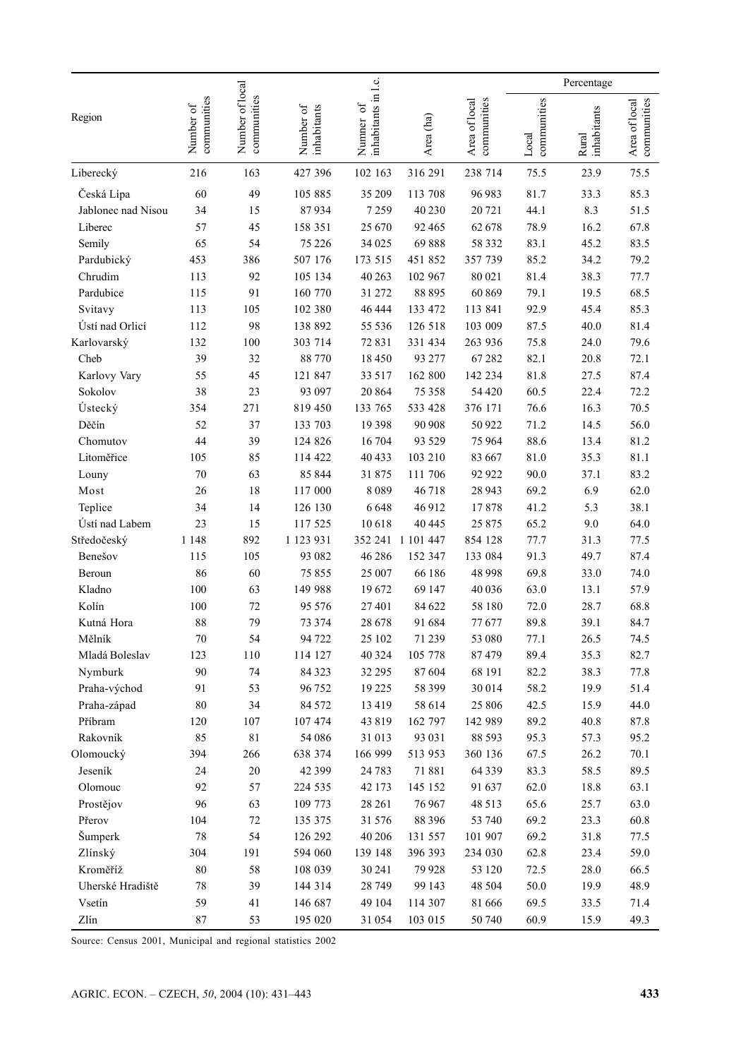| Region | Number of communities | Number of local communities | Number of inhabitants | Numner of inhabitants in l.c. | Area (ha) | Area of local communities | Percentage | | |
|---|---|---|---|---|---|---|---|---|---|
| | | | | | | | Local communities | Rural inhabitants | Area of local communities |
| Liberecký | 216 | 163 | 427 396 | 102 163 | 316 291 | 238 714 | 75.5 | 23.9 | 75.5 |
| Česká Lípa | 60 | 49 | 105 885 | 35 209 | 113 708 | 96 983 | 81.7 | 33.3 | 85.3 |
| Jablonec nad Nisou | 34 | 15 | 87 934 | 7 259 | 40 230 | 20 721 | 44.1 | 8.3 | 51.5 |
| Liberec | 57 | 45 | 158 351 | 25 670 | 92 465 | 62 678 | 78.9 | 16.2 | 67.8 |
| Semily | 65 | 54 | 75 226 | 34 025 | 69 888 | 58 332 | 83.1 | 45.2 | 83.5 |
| Pardubický | 453 | 386 | 507 176 | 173 515 | 451 852 | 357 739 | 85.2 | 34.2 | 79.2 |
| Chrudim | 113 | 92 | 105 134 | 40 263 | 102 967 | 80 021 | 81.4 | 38.3 | 77.7 |
| Pardubice | 115 | 91 | 160 770 | 31 272 | 88 895 | 60 869 | 79.1 | 19.5 | 68.5 |
| Svitavy | 113 | 105 | 102 380 | 46 444 | 133 472 | 113 841 | 92.9 | 45.4 | 85.3 |
| Ústí nad Orlicí | 112 | 98 | 138 892 | 55 536 | 126 518 | 103 009 | 87.5 | 40.0 | 81.4 |
| Karlovarský | 132 | 100 | 303 714 | 72 831 | 331 434 | 263 936 | 75.8 | 24.0 | 79.6 |
| Cheb | 39 | 32 | 88 770 | 18 450 | 93 277 | 67 282 | 82.1 | 20.8 | 72.1 |
| Karlovy Vary | 55 | 45 | 121 847 | 33 517 | 162 800 | 142 234 | 81.8 | 27.5 | 87.4 |
| Sokolov | 38 | 23 | 93 097 | 20 864 | 75 358 | 54 420 | 60.5 | 22.4 | 72.2 |
| Ústecký | 354 | 271 | 819 450 | 133 765 | 533 428 | 376 171 | 76.6 | 16.3 | 70.5 |
| Děčín | 52 | 37 | 133 703 | 19 398 | 90 908 | 50 922 | 71.2 | 14.5 | 56.0 |
| Chomutov | 44 | 39 | 124 826 | 16 704 | 93 529 | 75 964 | 88.6 | 13.4 | 81.2 |
| Litoměřice | 105 | 85 | 114 422 | 40 433 | 103 210 | 83 667 | 81.0 | 35.3 | 81.1 |
| Louny | 70 | 63 | 85 844 | 31 875 | 111 706 | 92 922 | 90.0 | 37.1 | 83.2 |
| Most | 26 | 18 | 117 000 | 8 089 | 46 718 | 28 943 | 69.2 | 6.9 | 62.0 |
| Teplice | 34 | 14 | 126 130 | 6 648 | 46 912 | 17 878 | 41.2 | 5.3 | 38.1 |
| Ústí nad Labem | 23 | 15 | 117 525 | 10 618 | 40 445 | 25 875 | 65.2 | 9.0 | 64.0 |
| Středočeský | 1 148 | 892 | 1 123 931 | 352 241 | 1 101 447 | 854 128 | 77.7 | 31.3 | 77.5 |
| Benešov | 115 | 105 | 93 082 | 46 286 | 152 347 | 133 084 | 91.3 | 49.7 | 87.4 |
| Beroun | 86 | 60 | 75 855 | 25 007 | 66 186 | 48 998 | 69.8 | 33.0 | 74.0 |
| Kladno | 100 | 63 | 149 988 | 19 672 | 69 147 | 40 036 | 63.0 | 13.1 | 57.9 |
| Kolín | 100 | 72 | 95 576 | 27 401 | 84 622 | 58 180 | 72.0 | 28.7 | 68.8 |
| Kutná Hora | 88 | 79 | 73 374 | 28 678 | 91 684 | 77 677 | 89.8 | 39.1 | 84.7 |
| Mělník | 70 | 54 | 94 722 | 25 102 | 71 239 | 53 080 | 77.1 | 26.5 | 74.5 |
| Mladá Boleslav | 123 | 110 | 114 127 | 40 324 | 105 778 | 87 479 | 89.4 | 35.3 | 82.7 |
| Nymburk | 90 | 74 | 84 323 | 32 295 | 87 604 | 68 191 | 82.2 | 38.3 | 77.8 |
| Praha-východ | 91 | 53 | 96 752 | 19 225 | 58 399 | 30 014 | 58.2 | 19.9 | 51.4 |
| Praha-západ | 80 | 34 | 84 572 | 13 419 | 58 614 | 25 806 | 42.5 | 15.9 | 44.0 |
| Příbram | 120 | 107 | 107 474 | 43 819 | 162 797 | 142 989 | 89.2 | 40.8 | 87.8 |
| Rakovník | 85 | 81 | 54 086 | 31 013 | 93 031 | 88 593 | 95.3 | 57.3 | 95.2 |
| Olomoucký | 394 | 266 | 638 374 | 166 999 | 513 953 | 360 136 | 67.5 | 26.2 | 70.1 |
| Jeseník | 24 | 20 | 42 399 | 24 783 | 71 881 | 64 339 | 83.3 | 58.5 | 89.5 |
| Olomouc | 92 | 57 | 224 535 | 42 173 | 145 152 | 91 637 | 62.0 | 18.8 | 63.1 |
| Prostějov | 96 | 63 | 109 773 | 28 261 | 76 967 | 48 513 | 65.6 | 25.7 | 63.0 |
| Přerov | 104 | 72 | 135 375 | 31 576 | 88 396 | 53 740 | 69.2 | 23.3 | 60.8 |
| Šumperk | 78 | 54 | 126 292 | 40 206 | 131 557 | 101 907 | 69.2 | 31.8 | 77.5 |
| Zlínský | 304 | 191 | 594 060 | 139 148 | 396 393 | 234 030 | 62.8 | 23.4 | 59.0 |
| Kroměříž | 80 | 58 | 108 039 | 30 241 | 79 928 | 53 120 | 72.5 | 28.0 | 66.5 |
| Uherské Hradiště | 78 | 39 | 144 314 | 28 749 | 99 143 | 48 504 | 50.0 | 19.9 | 48.9 |
| Vsetín | 59 | 41 | 146 687 | 49 104 | 114 307 | 81 666 | 69.5 | 33.5 | 71.4 |
| Zlín | 87 | 53 | 195 020 | 31 054 | 103 015 | 50 740 | 60.9 | 15.9 | 49.3 |

Source: Census 2001, Municipal and regional statistics 2002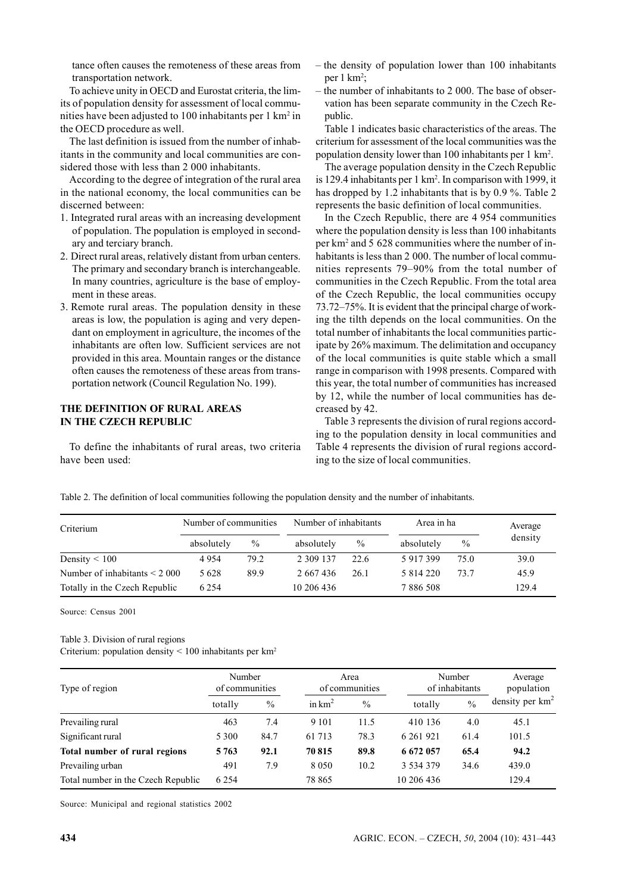tance often causes the remoteness of these areas from transportation network.

To achieve unity in OECD and Eurostat criteria, the limits of population density for assessment of local communities have been adjusted to 100 inhabitants per 1 km$^2$ in the OECD procedure as well.

The last definition is issued from the number of inhabitants in the community and local communities are considered those with less than 2 000 inhabitants.

According to the degree of integration of the rural area in the national economy, the local communities can be discerned between:

1. Integrated rural areas with an increasing development of population. The population is employed in secondary and terciary branch.
2. Direct rural areas, relatively distant from urban centers. The primary and secondary branch is interchangeable. In many countries, agriculture is the base of employment in these areas.
3. Remote rural areas. The population density in these areas is low, the population is aging and very dependant on employment in agriculture, the incomes of the inhabitants are often low. Sufficient services are not provided in this area. Mountain ranges or the distance often causes the remoteness of these areas from transportation network (Council Regulation No. 199).

## THE DEFINITION OF RURAL AREAS IN THE CZECH REPUBLIC

To define the inhabitants of rural areas, two criteria have been used:

– the density of population lower than 100 inhabitants per 1 km$^2$;
– the number of inhabitants to 2 000. The base of observation has been separate community in the Czech Republic.

Table 1 indicates basic characteristics of the areas. The criterium for assessment of the local communities was the population density lower than 100 inhabitants per 1 km$^2$.

The average population density in the Czech Republic is 129.4 inhabitants per 1 km$^2$. In comparison with 1999, it has dropped by 1.2 inhabitants that is by 0.9 %. Table 2 represents the basic definition of local communities.

In the Czech Republic, there are 4 954 communities where the population density is less than 100 inhabitants per km$^2$ and 5 628 communities where the number of inhabitants is less than 2 000. The number of local communities represents 79–90% from the total number of communities in the Czech Republic. From the total area of the Czech Republic, the local communities occupy 73.72–75%. It is evident that the principal charge of working the tilth depends on the local communities. On the total number of inhabitants the local communities participate by 26% maximum. The delimitation and occupancy of the local communities is quite stable which a small range in comparison with 1998 presents. Compared with this year, the total number of communities has increased by 12, while the number of local communities has decreased by 42.

Table 3 represents the division of rural regions according to the population density in local communities and Table 4 represents the division of rural regions according to the size of local communities.

Table 2. The definition of local communities following the population density and the number of inhabitants.

| Criterium | Number of communities | | Number of inhabitants | | Area in ha | | Average density |
|---|---|---|---|---|---|---|---|
| | absolutely | % | absolutely | % | absolutely | % | |
| Density < 100 | 4 954 | 79.2 | 2 309 137 | 22.6 | 5 917 399 | 75.0 | 39.0 |
| Number of inhabitants < 2 000 | 5 628 | 89.9 | 2 667 436 | 26.1 | 5 814 220 | 73.7 | 45.9 |
| Totally in the Czech Republic | 6 254 | | 10 206 436 | | 7 886 508 | | 129.4 |

Source: Census 2001

Table 3. Division of rural regions
Criterium: population density < 100 inhabitants per km$^2$

| Type of region | Number of communities | | Area of communities | | Number of inhabitants | | Average population density per km$^2$ |
|---|---|---|---|---|---|---|---|
| | totally | % | in km$^2$ | % | totally | % | |
| Prevailing rural | 463 | 7.4 | 9 101 | 11.5 | 410 136 | 4.0 | 45.1 |
| Significant rural | 5 300 | 84.7 | 61 713 | 78.3 | 6 261 921 | 61.4 | 101.5 |
| **Total number of rural regions** | **5 763** | **92.1** | **70 815** | **89.8** | **6 672 057** | **65.4** | **94.2** |
| Prevailing urban | 491 | 7.9 | 8 050 | 10.2 | 3 534 379 | 34.6 | 439.0 |
| Total number in the Czech Republic | 6 254 | | 78 865 | | 10 206 436 | | 129.4 |

Source: Municipal and regional statistics 2002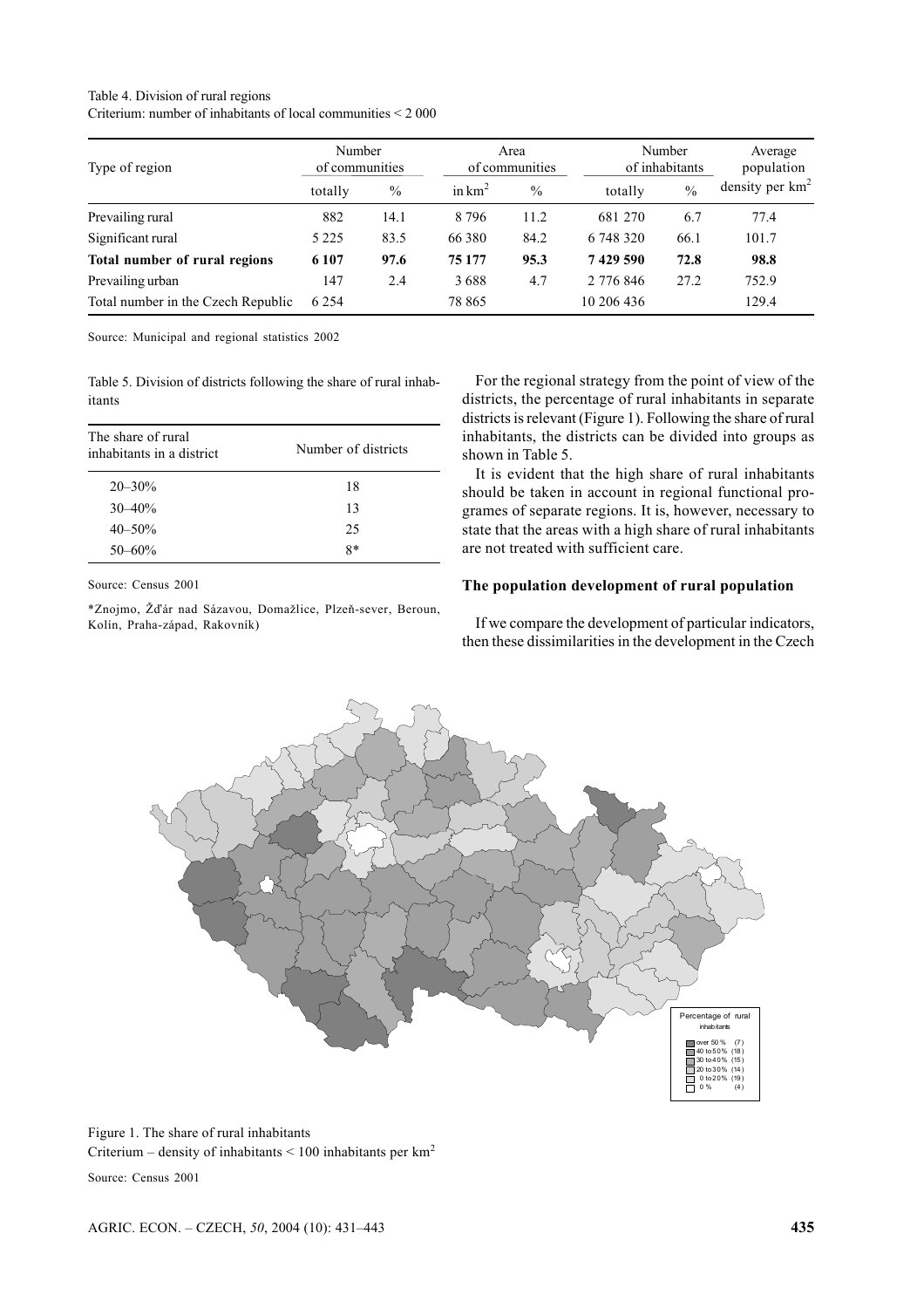Table 4. Division of rural regions
Criterium: number of inhabitants of local communities < 2 000

| Type of region | Number of communities | | Area of communities | | Number of inhabitants | | Average population density per km$^2$ |
|---|---|---|---|---|---|---|---|
| | totally | % | in km$^2$ | % | totally | % | |
| Prevailing rural | 882 | 14.1 | 8 796 | 11.2 | 681 270 | 6.7 | 77.4 |
| Significant rural | 5 225 | 83.5 | 66 380 | 84.2 | 6 748 320 | 66.1 | 101.7 |
| **Total number of rural regions** | **6 107** | **97.6** | **75 177** | **95.3** | **7 429 590** | **72.8** | **98.8** |
| Prevailing urban | 147 | 2.4 | 3 688 | 4.7 | 2 776 846 | 27.2 | 752.9 |
| Total number in the Czech Republic | 6 254 | | 78 865 | | 10 206 436 | | 129.4 |

Source: Municipal and regional statistics 2002

Table 5. Division of districts following the share of rural inhabitants

| The share of rural inhabitants in a district | Number of districts |
|---|---|
| 20–30% | 18 |
| 30–40% | 13 |
| 40–50% | 25 |
| 50–60% | 8* |

Source: Census 2001

*Znojmo, Žďár nad Sázavou, Domažlice, Plzeň-sever, Beroun, Kolín, Praha-západ, Rakovník)

For the regional strategy from the point of view of the districts, the percentage of rural inhabitants in separate districts is relevant (Figure 1). Following the share of rural inhabitants, the districts can be divided into groups as shown in Table 5.

It is evident that the high share of rural inhabitants should be taken in account in regional functional programes of separate regions. It is, however, necessary to state that the areas with a high share of rural inhabitants are not treated with sufficient care.

### The population development of rural population

If we compare the development of particular indicators, then these dissimilarities in the development in the Czech

Figure 1. The share of rural inhabitants
Criterium – density of inhabitants < 100 inhabitants per km$^2$

Source: Census 2001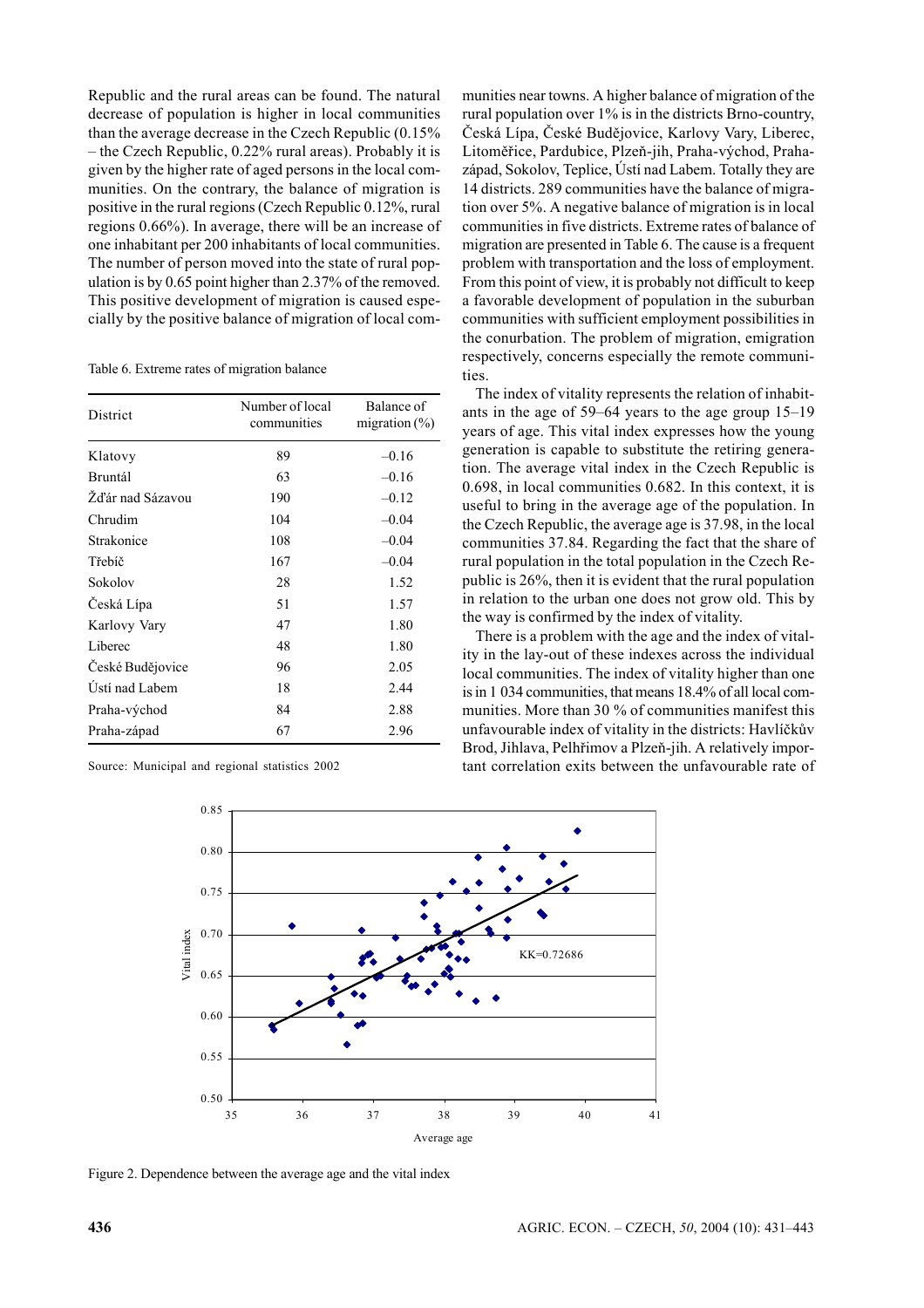Republic and the rural areas can be found. The natural decrease of population is higher in local communities than the average decrease in the Czech Republic (0.15% – the Czech Republic, 0.22% rural areas). Probably it is given by the higher rate of aged persons in the local communities. On the contrary, the balance of migration is positive in the rural regions (Czech Republic 0.12%, rural regions 0.66%). In average, there will be an increase of one inhabitant per 200 inhabitants of local communities. The number of person moved into the state of rural population is by 0.65 point higher than 2.37% of the removed. This positive development of migration is caused especially by the positive balance of migration of local communities near towns. A higher balance of migration of the rural population over 1% is in the districts Brno-country, Česká Lípa, České Budějovice, Karlovy Vary, Liberec, Litoměřice, Pardubice, Plzeň-jih, Praha-východ, Praha-západ, Sokolov, Teplice, Ústí nad Labem. Totally they are 14 districts. 289 communities have the balance of migration over 5%. A negative balance of migration is in local communities in five districts. Extreme rates of balance of migration are presented in Table 6. The cause is a frequent problem with transportation and the loss of employment. From this point of view, it is probably not difficult to keep a favorable development of population in the suburban communities with sufficient employment possibilities in the conurbation. The problem of migration, emigration respectively, concerns especially the remote communities.

Table 6. Extreme rates of migration balance

| District | Number of local communities | Balance of migration (%) |
|---|---|---|
| Klatovy | 89 | –0.16 |
| Bruntál | 63 | –0.16 |
| Žďár nad Sázavou | 190 | –0.12 |
| Chrudim | 104 | –0.04 |
| Strakonice | 108 | –0.04 |
| Třebíč | 167 | –0.04 |
| Sokolov | 28 | 1.52 |
| Česká Lípa | 51 | 1.57 |
| Karlovy Vary | 47 | 1.80 |
| Liberec | 48 | 1.80 |
| České Budějovice | 96 | 2.05 |
| Ústí nad Labem | 18 | 2.44 |
| Praha-východ | 84 | 2.88 |
| Praha-západ | 67 | 2.96 |

Source: Municipal and regional statistics 2002

The index of vitality represents the relation of inhabitants in the age of 59–64 years to the age group 15–19 years of age. This vital index expresses how the young generation is capable to substitute the retiring generation. The average vital index in the Czech Republic is 0.698, in local communities 0.682. In this context, it is useful to bring in the average age of the population. In the Czech Republic, the average age is 37.98, in the local communities 37.84. Regarding the fact that the share of rural population in the total population in the Czech Republic is 26%, then it is evident that the rural population in relation to the urban one does not grow old. This by the way is confirmed by the index of vitality.

There is a problem with the age and the index of vitality in the lay-out of these indexes across the individual local communities. The index of vitality higher than one is in 1 034 communities, that means 18.4% of all local communities. More than 30 % of communities manifest this unfavourable index of vitality in the districts: Havlíčkův Brod, Jihlava, Pelhřimov a Plzeň-jih. A relatively important correlation exits between the unfavourable rate of

Figure 2. Dependence between the average age and the vital index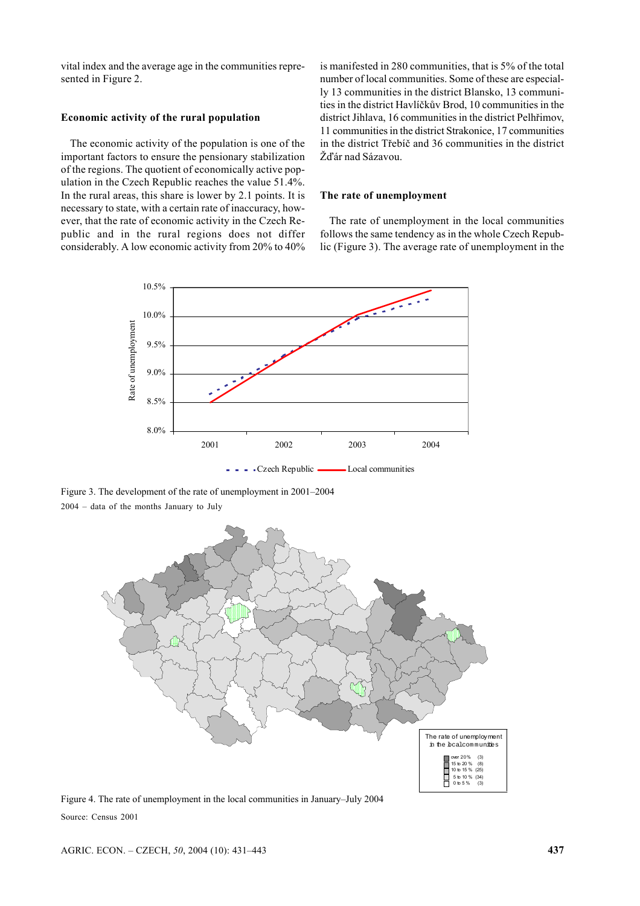vital index and the average age in the communities represented in Figure 2.

### Economic activity of the rural population

The economic activity of the population is one of the important factors to ensure the pensionary stabilization of the regions. The quotient of economically active population in the Czech Republic reaches the value 51.4%. In the rural areas, this share is lower by 2.1 points. It is necessary to state, with a certain rate of inaccuracy, however, that the rate of economic activity in the Czech Republic and in the rural regions does not differ considerably. A low economic activity from 20% to 40% is manifested in 280 communities, that is 5% of the total number of local communities. Some of these are especially 13 communities in the district Blansko, 13 communities in the district Havlíčkův Brod, 10 communities in the district Jihlava, 16 communities in the district Pelhřimov, 11 communities in the district Strakonice, 17 communities in the district Třebíč and 36 communities in the district Žďár nad Sázavou.

### The rate of unemployment

The rate of unemployment in the local communities follows the same tendency as in the whole Czech Republic (Figure 3). The average rate of unemployment in the

Figure 3. The development of the rate of unemployment in 2001–2004

2004 – data of the months January to July

Figure 4. The rate of unemployment in the local communities in January–July 2004

Source: Census 2001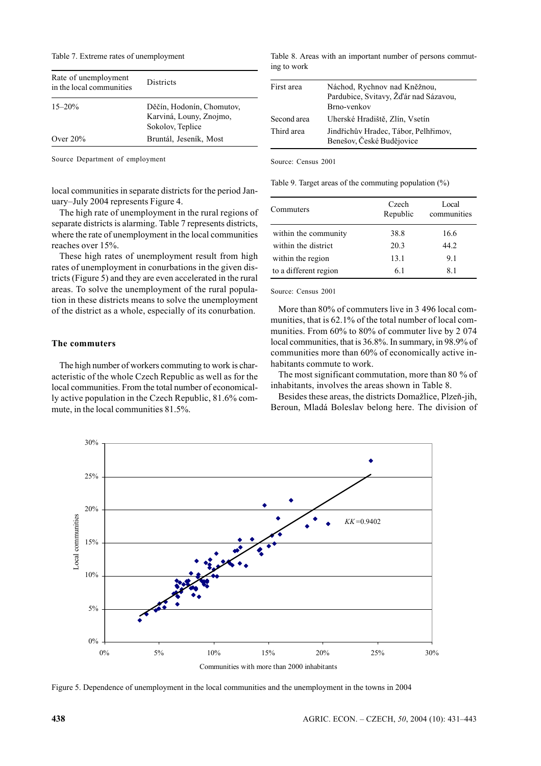Table 7. Extreme rates of unemployment

| Rate of unemployment in the local communities | Districts |
|---|---|
| 15–20% | Děčín, Hodonín, Chomutov, Karviná, Louny, Znojmo, Sokolov, Teplice |
| Over 20% | Bruntál, Jeseník, Most |

Source Department of employment

local communities in separate districts for the period January–July 2004 represents Figure 4.

The high rate of unemployment in the rural regions of separate districts is alarming. Table 7 represents districts, where the rate of unemployment in the local communities reaches over 15%.

These high rates of unemployment result from high rates of unemployment in conurbations in the given districts (Figure 5) and they are even accelerated in the rural areas. To solve the unemployment of the rural population in these districts means to solve the unemployment of the district as a whole, especially of its conurbation.

### The commuters

The high number of workers commuting to work is characteristic of the whole Czech Republic as well as for the local communities. From the total number of economically active population in the Czech Republic, 81.6% commute, in the local communities 81.5%.

Table 8. Areas with an important number of persons commuting to work

| | |
|---|---|
| First area | Náchod, Rychnov nad Kněžnou, Pardubice, Svitavy, Žďár nad Sázavou, Brno-venkov |
| Second area | Uherské Hradiště, Zlín, Vsetín |
| Third area | Jindřichův Hradec, Tábor, Pelhřimov, Benešov, České Budějovice |

Source: Census 2001

Table 9. Target areas of the commuting population (%)

| Commuters | Czech Republic | Local communities |
|---|---|---|
| within the community | 38.8 | 16.6 |
| within the district | 20.3 | 44.2 |
| within the region | 13.1 | 9.1 |
| to a different region | 6.1 | 8.1 |

Source: Census 2001

More than 80% of commuters live in 3 496 local communities, that is 62.1% of the total number of local communities. From 60% to 80% of commuter live by 2 074 local communities, that is 36.8%. In summary, in 98.9% of communities more than 60% of economically active inhabitants commute to work.

The most significant commutation, more than 80 % of inhabitants, involves the areas shown in Table 8.

Besides these areas, the districts Domažlice, Plzeň-jih, Beroun, Mladá Boleslav belong here. The division of

Figure 5. Dependence of unemployment in the local communities and the unemployment in the towns in 2004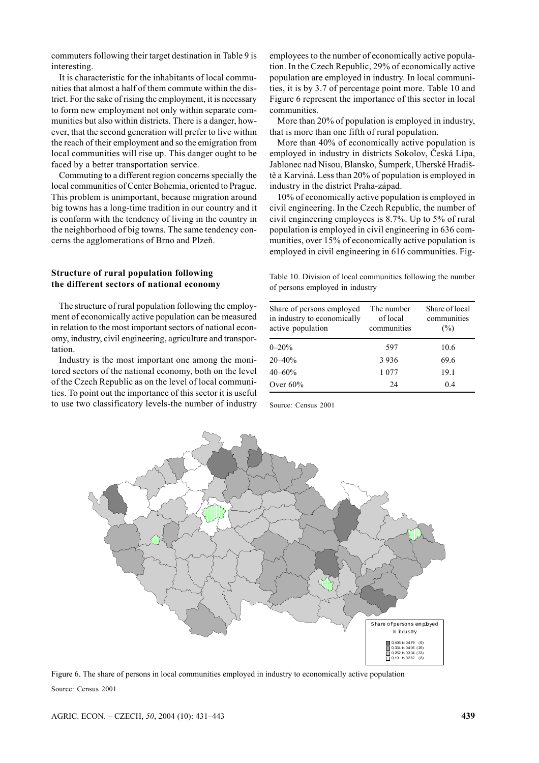commuters following their target destination in Table 9 is interesting.

It is characteristic for the inhabitants of local communities that almost a half of them commute within the district. For the sake of rising the employment, it is necessary to form new employment not only within separate communities but also within districts. There is a danger, however, that the second generation will prefer to live within the reach of their employment and so the emigration from local communities will rise up. This danger ought to be faced by a better transportation service.

Commuting to a different region concerns specially the local communities of Center Bohemia, oriented to Prague. This problem is unimportant, because migration around big towns has a long-time tradition in our country and it is conform with the tendency of living in the country in the neighborhood of big towns. The same tendency concerns the agglomerations of Brno and Plzeň.

### Structure of rural population following the different sectors of national economy

The structure of rural population following the employment of economically active population can be measured in relation to the most important sectors of national economy, industry, civil engineering, agriculture and transportation.

Industry is the most important one among the monitored sectors of the national economy, both on the level of the Czech Republic as on the level of local communities. To point out the importance of this sector it is useful to use two classificatory levels-the number of industry employees to the number of economically active population. In the Czech Republic, 29% of economically active population are employed in industry. In local communities, it is by 3.7 of percentage point more. Table 10 and Figure 6 represent the importance of this sector in local communities.

More than 20% of population is employed in industry, that is more than one fifth of rural population.

More than 40% of economically active population is employed in industry in districts Sokolov, Česká Lípa, Jablonec nad Nisou, Blansko, Šumperk, Uherské Hradiště a Karviná. Less than 20% of population is employed in industry in the district Praha-západ.

10% of economically active population is employed in civil engineering. In the Czech Republic, the number of civil engineering employees is 8.7%. Up to 5% of rural population is employed in civil engineering in 636 communities, over 15% of economically active population is employed in civil engineering in 616 communities. Fig-

Table 10. Division of local communities following the number of persons employed in industry

| Share of persons employed in industry to economically active population | The number of local communities | Share of local communities (%) |
|---|---|---|
| 0–20% | 597 | 10.6 |
| 20–40% | 3 936 | 69.6 |
| 40–60% | 1 077 | 19.1 |
| Over 60% | 24 | 0.4 |

Source: Census 2001

Share of persons employed in industry

0,406 to 0,479 (6)
0,334 to 0,406 (26)
0,262 to 0,334 (33)
0,19 to 0,262 (8)

Figure 6. The share of persons in local communities employed in industry to economically active population

Source: Census 2001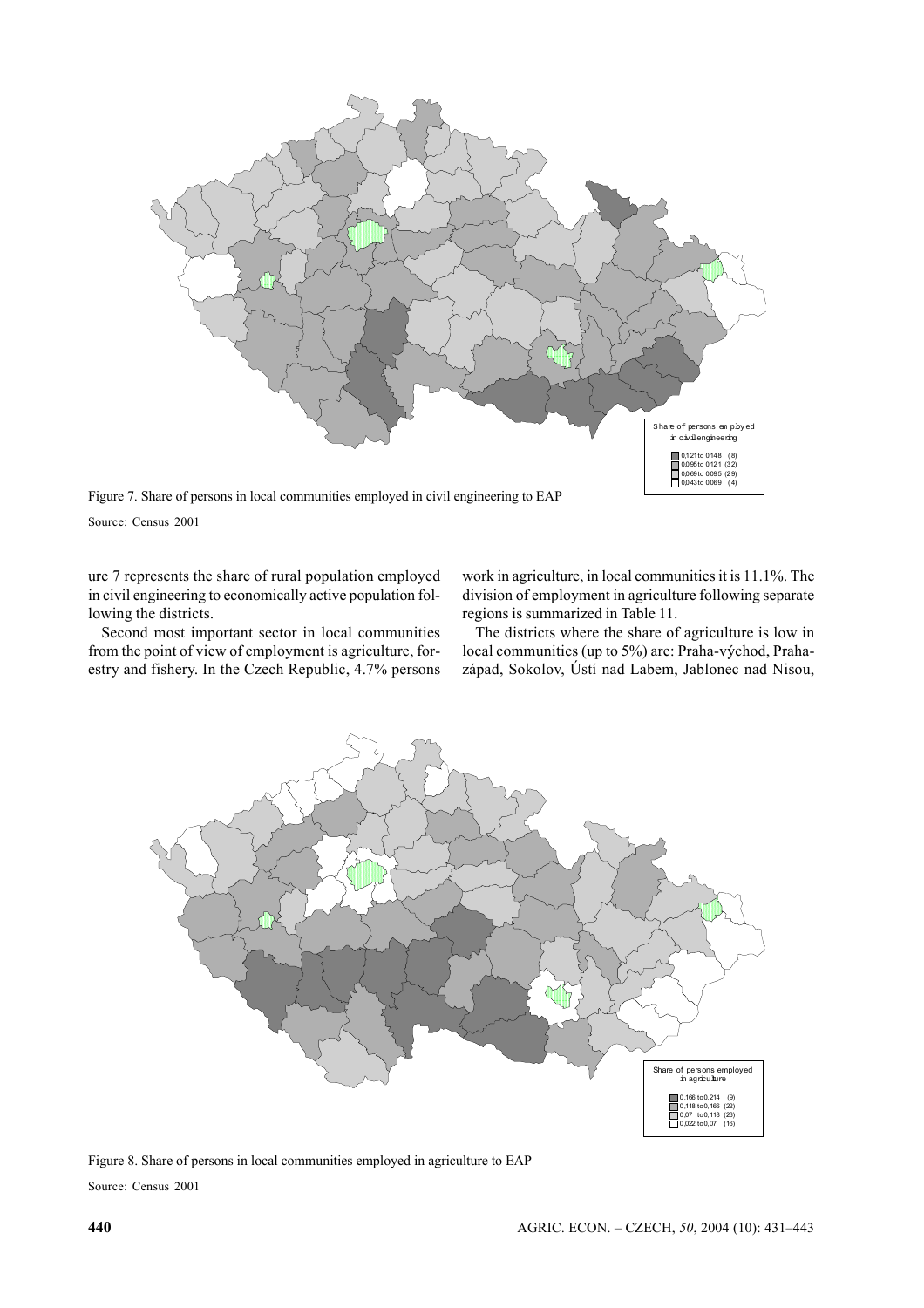Figure 7. Share of persons in local communities employed in civil engineering to EAP

Source: Census 2001

ure 7 represents the share of rural population employed in civil engineering to economically active population following the districts.

Second most important sector in local communities from the point of view of employment is agriculture, forestry and fishery. In the Czech Republic, 4.7% persons work in agriculture, in local communities it is 11.1%. The division of employment in agriculture following separate regions is summarized in Table 11.

The districts where the share of agriculture is low in local communities (up to 5%) are: Praha-východ, Praha-západ, Sokolov, Ústí nad Labem, Jablonec nad Nisou,

Figure 8. Share of persons in local communities employed in agriculture to EAP

Source: Census 2001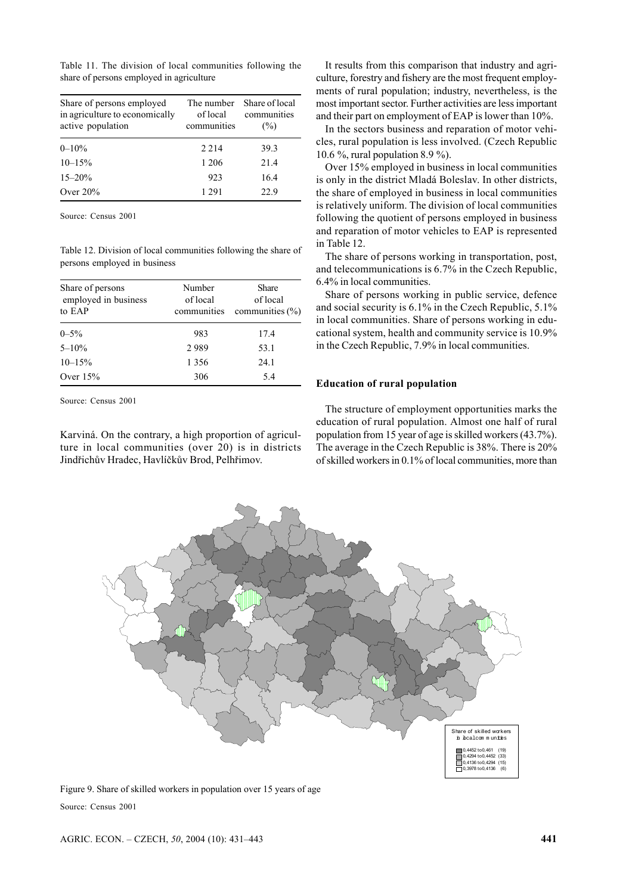Table 11. The division of local communities following the share of persons employed in agriculture

| Share of persons employed in agriculture to economically active population | The number of local communities | Share of local communities (%) |
|---|---|---|
| 0–10% | 2 214 | 39.3 |
| 10–15% | 1 206 | 21.4 |
| 15–20% | 923 | 16.4 |
| Over 20% | 1 291 | 22.9 |

Source: Census 2001

Table 12. Division of local communities following the share of persons employed in business

| Share of persons employed in business to EAP | Number of local communities | Share of local communities (%) |
|---|---|---|
| 0–5% | 983 | 17.4 |
| 5–10% | 2 989 | 53.1 |
| 10–15% | 1 356 | 24.1 |
| Over 15% | 306 | 5.4 |

Source: Census 2001

Karviná. On the contrary, a high proportion of agriculture in local communities (over 20) is in districts Jindřichův Hradec, Havlíčkův Brod, Pelhřimov.

It results from this comparison that industry and agriculture, forestry and fishery are the most frequent employments of rural population; industry, nevertheless, is the most important sector. Further activities are less important and their part on employment of EAP is lower than 10%.

In the sectors business and reparation of motor vehicles, rural population is less involved. (Czech Republic 10.6 %, rural population 8.9 %).

Over 15% employed in business in local communities is only in the district Mladá Boleslav. In other districts, the share of employed in business in local communities is relatively uniform. The division of local communities following the quotient of persons employed in business and reparation of motor vehicles to EAP is represented in Table 12.

The share of persons working in transportation, post, and telecommunications is 6.7% in the Czech Republic, 6.4% in local communities.

Share of persons working in public service, defence and social security is 6.1% in the Czech Republic, 5.1% in local communities. Share of persons working in educational system, health and community service is 10.9% in the Czech Republic, 7.9% in local communities.

## Education of rural population

The structure of employment opportunities marks the education of rural population. Almost one half of rural population from 15 year of age is skilled workers (43.7%). The average in the Czech Republic is 38%. There is 20% of skilled workers in 0.1% of local communities, more than

Share of skilled workers in local communities

- 0,4452 to 0,461 (19)
- 0,4294 to 0,4452 (33)
- 0,4136 to 0,4294 (15)
- 0,3978 to 0,4136 (6)

Figure 9. Share of skilled workers in population over 15 years of age

Source: Census 2001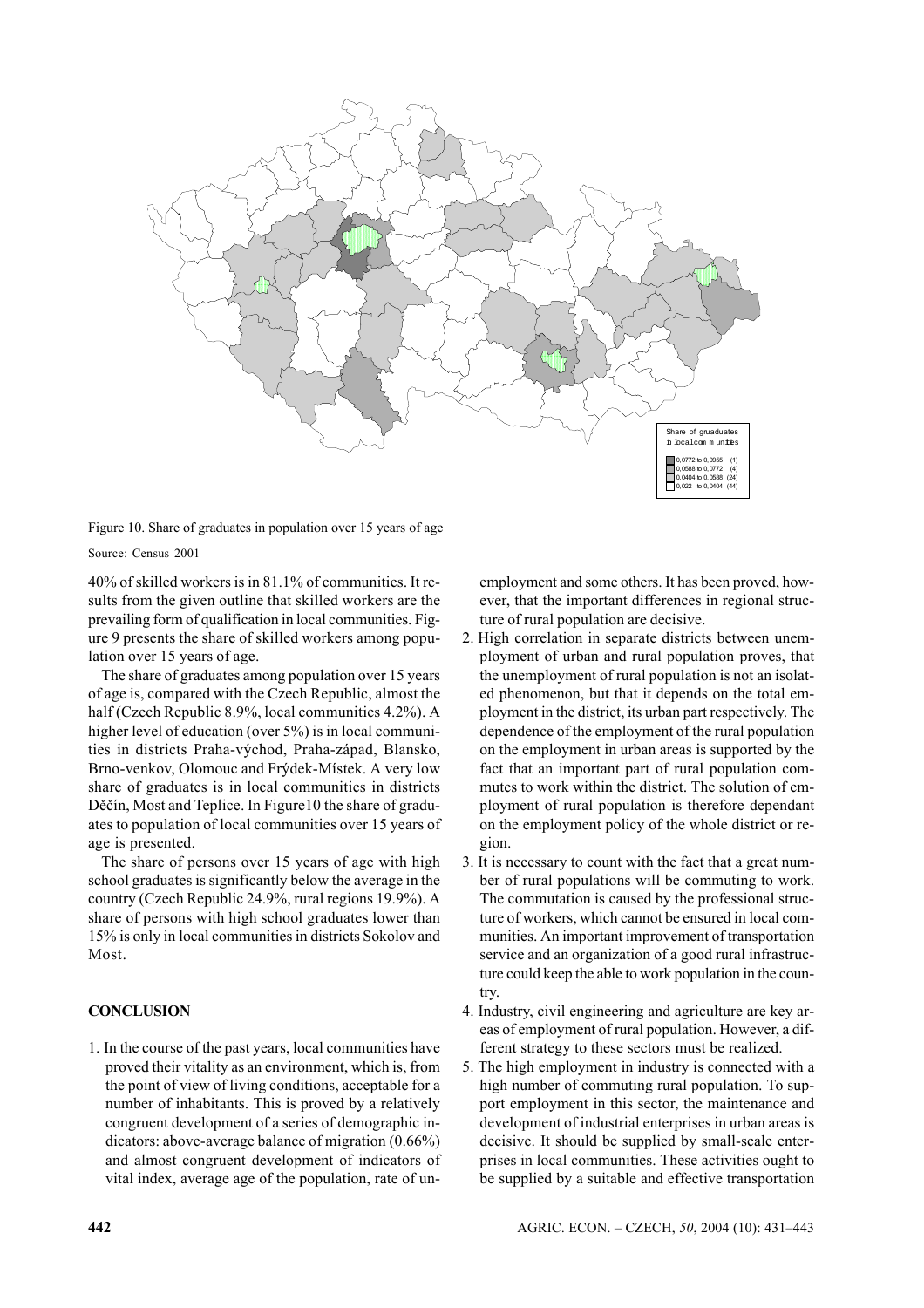Figure 10. Share of graduates in population over 15 years of age

Source: Census 2001

40% of skilled workers is in 81.1% of communities. It results from the given outline that skilled workers are the prevailing form of qualification in local communities. Figure 9 presents the share of skilled workers among population over 15 years of age.

The share of graduates among population over 15 years of age is, compared with the Czech Republic, almost the half (Czech Republic 8.9%, local communities 4.2%). A higher level of education (over 5%) is in local communities in districts Praha-východ, Praha-západ, Blansko, Brno-venkov, Olomouc and Frýdek-Místek. A very low share of graduates is in local communities in districts Děčín, Most and Teplice. In Figure10 the share of graduates to population of local communities over 15 years of age is presented.

The share of persons over 15 years of age with high school graduates is significantly below the average in the country (Czech Republic 24.9%, rural regions 19.9%). A share of persons with high school graduates lower than 15% is only in local communities in districts Sokolov and Most.

## CONCLUSION

1. In the course of the past years, local communities have proved their vitality as an environment, which is, from the point of view of living conditions, acceptable for a number of inhabitants. This is proved by a relatively congruent development of a series of demographic indicators: above-average balance of migration (0.66%) and almost congruent development of indicators of vital index, average age of the population, rate of unemployment and some others. It has been proved, however, that the important differences in regional structure of rural population are decisive.
2. High correlation in separate districts between unemployment of urban and rural population proves, that the unemployment of rural population is not an isolated phenomenon, but that it depends on the total employment in the district, its urban part respectively. The dependence of the employment of the rural population on the employment in urban areas is supported by the fact that an important part of rural population commutes to work within the district. The solution of employment of rural population is therefore dependant on the employment policy of the whole district or region.
3. It is necessary to count with the fact that a great number of rural populations will be commuting to work. The commutation is caused by the professional structure of workers, which cannot be ensured in local communities. An important improvement of transportation service and an organization of a good rural infrastructure could keep the able to work population in the country.
4. Industry, civil engineering and agriculture are key areas of employment of rural population. However, a different strategy to these sectors must be realized.
5. The high employment in industry is connected with a high number of commuting rural population. To support employment in this sector, the maintenance and development of industrial enterprises in urban areas is decisive. It should be supplied by small-scale enterprises in local communities. These activities ought to be supplied by a suitable and effective transportation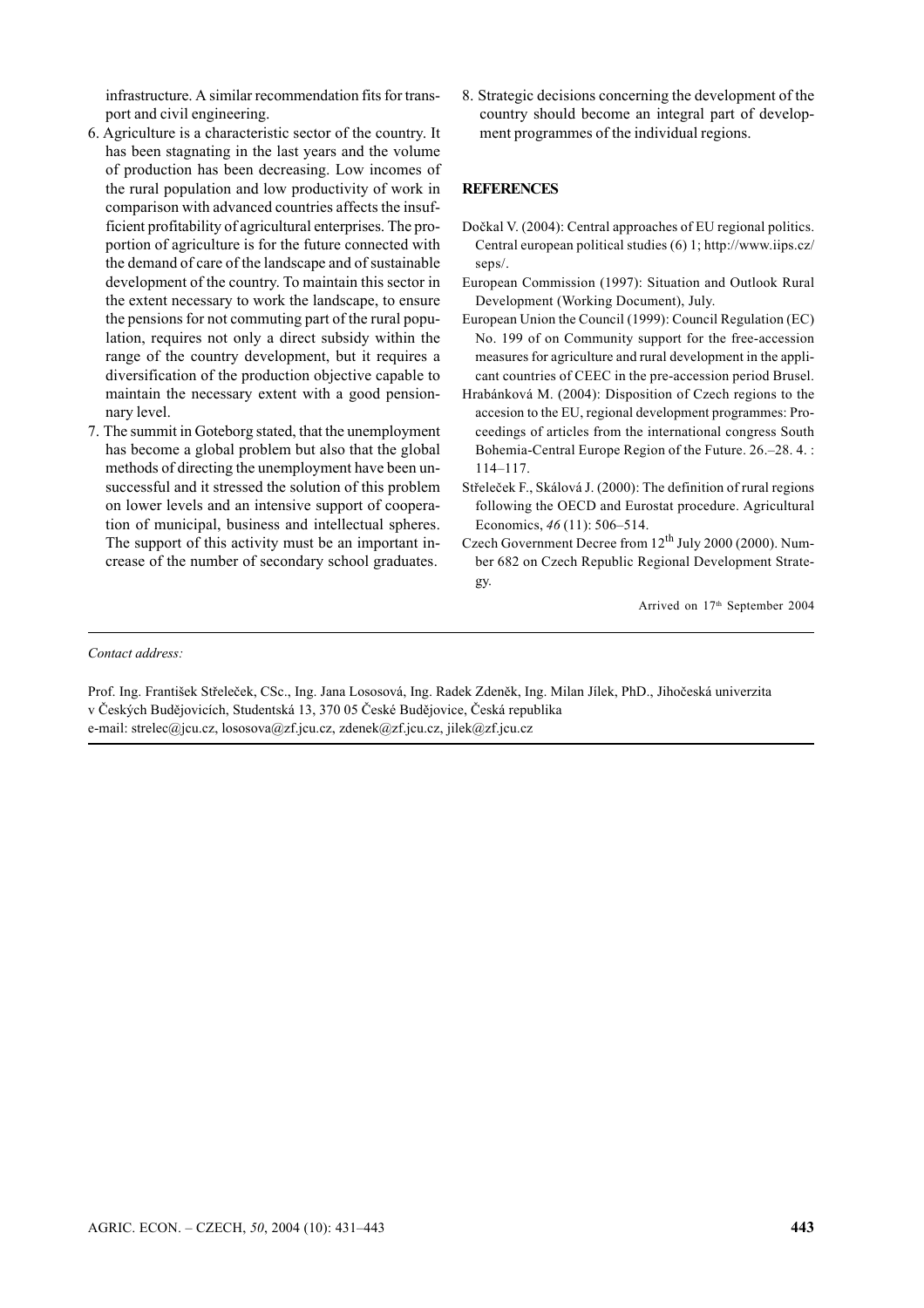infrastructure. A similar recommendation fits for transport and civil engineering.

6. Agriculture is a characteristic sector of the country. It has been stagnating in the last years and the volume of production has been decreasing. Low incomes of the rural population and low productivity of work in comparison with advanced countries affects the insufficient profitability of agricultural enterprises. The proportion of agriculture is for the future connected with the demand of care of the landscape and of sustainable development of the country. To maintain this sector in the extent necessary to work the landscape, to ensure the pensions for not commuting part of the rural population, requires not only a direct subsidy within the range of the country development, but it requires a diversification of the production objective capable to maintain the necessary extent with a good pensionnary level.
7. The summit in Goteborg stated, that the unemployment has become a global problem but also that the global methods of directing the unemployment have been unsuccessful and it stressed the solution of this problem on lower levels and an intensive support of cooperation of municipal, business and intellectual spheres. The support of this activity must be an important increase of the number of secondary school graduates.
8. Strategic decisions concerning the development of the country should become an integral part of development programmes of the individual regions.

## REFERENCES

Dočkal V. (2004): Central approaches of EU regional politics. Central european political studies (6) 1; http://www.iips.cz/seps/.

European Commission (1997): Situation and Outlook Rural Development (Working Document), July.

European Union the Council (1999): Council Regulation (EC) No. 199 of on Community support for the free-accession measures for agriculture and rural development in the applicant countries of CEEC in the pre-accession period Brusel.

Hrabánková M. (2004): Disposition of Czech regions to the accesion to the EU, regional development programmes: Proceedings of articles from the international congress South Bohemia-Central Europe Region of the Future. 26.–28. 4. : 114–117.

Střeleček F., Skálová J. (2000): The definition of rural regions following the OECD and Eurostat procedure. Agricultural Economics, *46* (11): 506–514.

Czech Government Decree from 12th July 2000 (2000). Number 682 on Czech Republic Regional Development Strategy.

Arrived on 17th September 2004

*Contact address:*

Prof. Ing. František Střeleček, CSc., Ing. Jana Lososová, Ing. Radek Zdeněk, Ing. Milan Jílek, PhD., Jihočeská univerzita v Českých Budějovicích, Studentská 13, 370 05 České Budějovice, Česká republika
e-mail: strelec@jcu.cz, lososova@zf.jcu.cz, zdenek@zf.jcu.cz, jilek@zf.jcu.cz